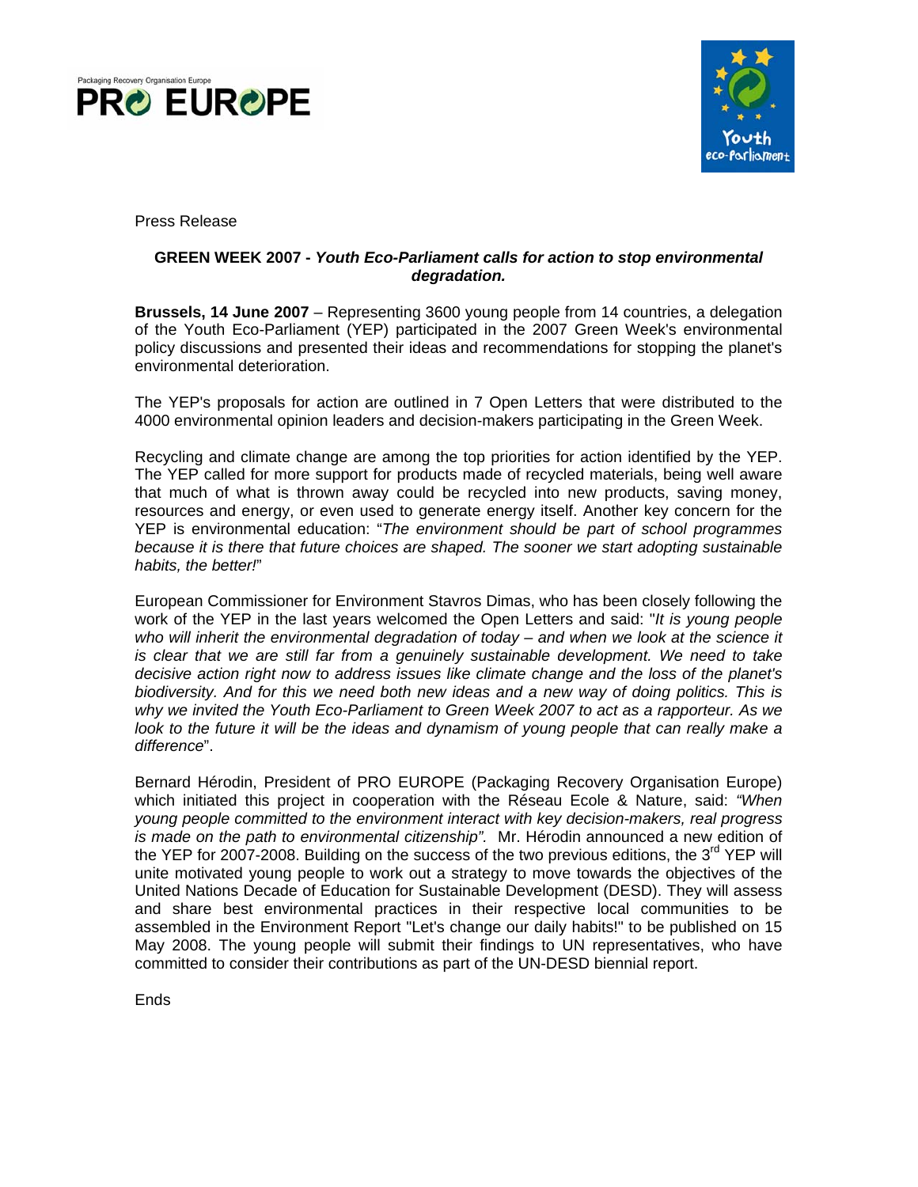Packaging Recovery Organisation Europe

PRO EUROPE

Youth eco-Parliament

Press Release

**GREEN WEEK 2007 - *Youth Eco-Parliament calls for action to stop environmental degradation.***

**Brussels, 14 June 2007** – Representing 3600 young people from 14 countries, a delegation of the Youth Eco-Parliament (YEP) participated in the 2007 Green Week's environmental policy discussions and presented their ideas and recommendations for stopping the planet's environmental deterioration.

The YEP's proposals for action are outlined in 7 Open Letters that were distributed to the 4000 environmental opinion leaders and decision-makers participating in the Green Week.

Recycling and climate change are among the top priorities for action identified by the YEP. The YEP called for more support for products made of recycled materials, being well aware that much of what is thrown away could be recycled into new products, saving money, resources and energy, or even used to generate energy itself. Another key concern for the YEP is environmental education: "*The environment should be part of school programmes because it is there that future choices are shaped. The sooner we start adopting sustainable habits, the better!*"

European Commissioner for Environment Stavros Dimas, who has been closely following the work of the YEP in the last years welcomed the Open Letters and said: "*It is young people who will inherit the environmental degradation of today – and when we look at the science it is clear that we are still far from a genuinely sustainable development. We need to take decisive action right now to address issues like climate change and the loss of the planet's biodiversity. And for this we need both new ideas and a new way of doing politics. This is why we invited the Youth Eco-Parliament to Green Week 2007 to act as a rapporteur. As we look to the future it will be the ideas and dynamism of young people that can really make a difference*".

Bernard Hérodin, President of PRO EUROPE (Packaging Recovery Organisation Europe) which initiated this project in cooperation with the Réseau Ecole & Nature, said: *"When young people committed to the environment interact with key decision-makers, real progress is made on the path to environmental citizenship".* Mr. Hérodin announced a new edition of the YEP for 2007-2008. Building on the success of the two previous editions, the 3rd YEP will unite motivated young people to work out a strategy to move towards the objectives of the United Nations Decade of Education for Sustainable Development (DESD). They will assess and share best environmental practices in their respective local communities to be assembled in the Environment Report "Let's change our daily habits!" to be published on 15 May 2008. The young people will submit their findings to UN representatives, who have committed to consider their contributions as part of the UN-DESD biennial report.

Ends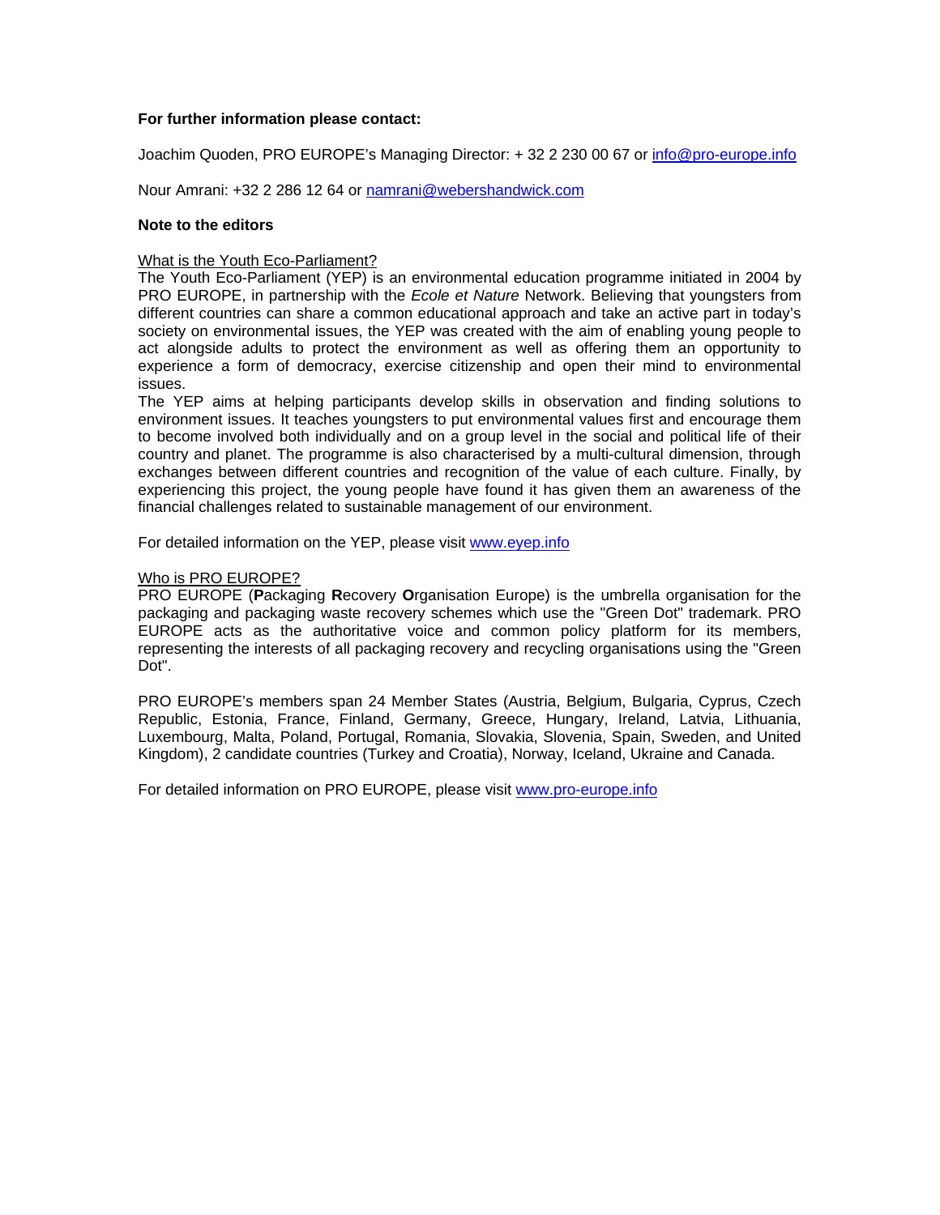**For further information please contact:**

Joachim Quoden, PRO EUROPE's Managing Director: + 32 2 230 00 67 or info@pro-europe.info

Nour Amrani: +32 2 286 12 64 or namrani@webershandwick.com

**Note to the editors**

What is the Youth Eco-Parliament?

The Youth Eco-Parliament (YEP) is an environmental education programme initiated in 2004 by PRO EUROPE, in partnership with the *Ecole et Nature* Network. Believing that youngsters from different countries can share a common educational approach and take an active part in today's society on environmental issues, the YEP was created with the aim of enabling young people to act alongside adults to protect the environment as well as offering them an opportunity to experience a form of democracy, exercise citizenship and open their mind to environmental issues.

The YEP aims at helping participants develop skills in observation and finding solutions to environment issues. It teaches youngsters to put environmental values first and encourage them to become involved both individually and on a group level in the social and political life of their country and planet. The programme is also characterised by a multi-cultural dimension, through exchanges between different countries and recognition of the value of each culture. Finally, by experiencing this project, the young people have found it has given them an awareness of the financial challenges related to sustainable management of our environment.

For detailed information on the YEP, please visit www.eyep.info

Who is PRO EUROPE?

PRO EUROPE (**P**ackaging **R**ecovery **O**rganisation Europe) is the umbrella organisation for the packaging and packaging waste recovery schemes which use the "Green Dot" trademark. PRO EUROPE acts as the authoritative voice and common policy platform for its members, representing the interests of all packaging recovery and recycling organisations using the "Green Dot".

PRO EUROPE's members span 24 Member States (Austria, Belgium, Bulgaria, Cyprus, Czech Republic, Estonia, France, Finland, Germany, Greece, Hungary, Ireland, Latvia, Lithuania, Luxembourg, Malta, Poland, Portugal, Romania, Slovakia, Slovenia, Spain, Sweden, and United Kingdom), 2 candidate countries (Turkey and Croatia), Norway, Iceland, Ukraine and Canada.

For detailed information on PRO EUROPE, please visit www.pro-europe.info